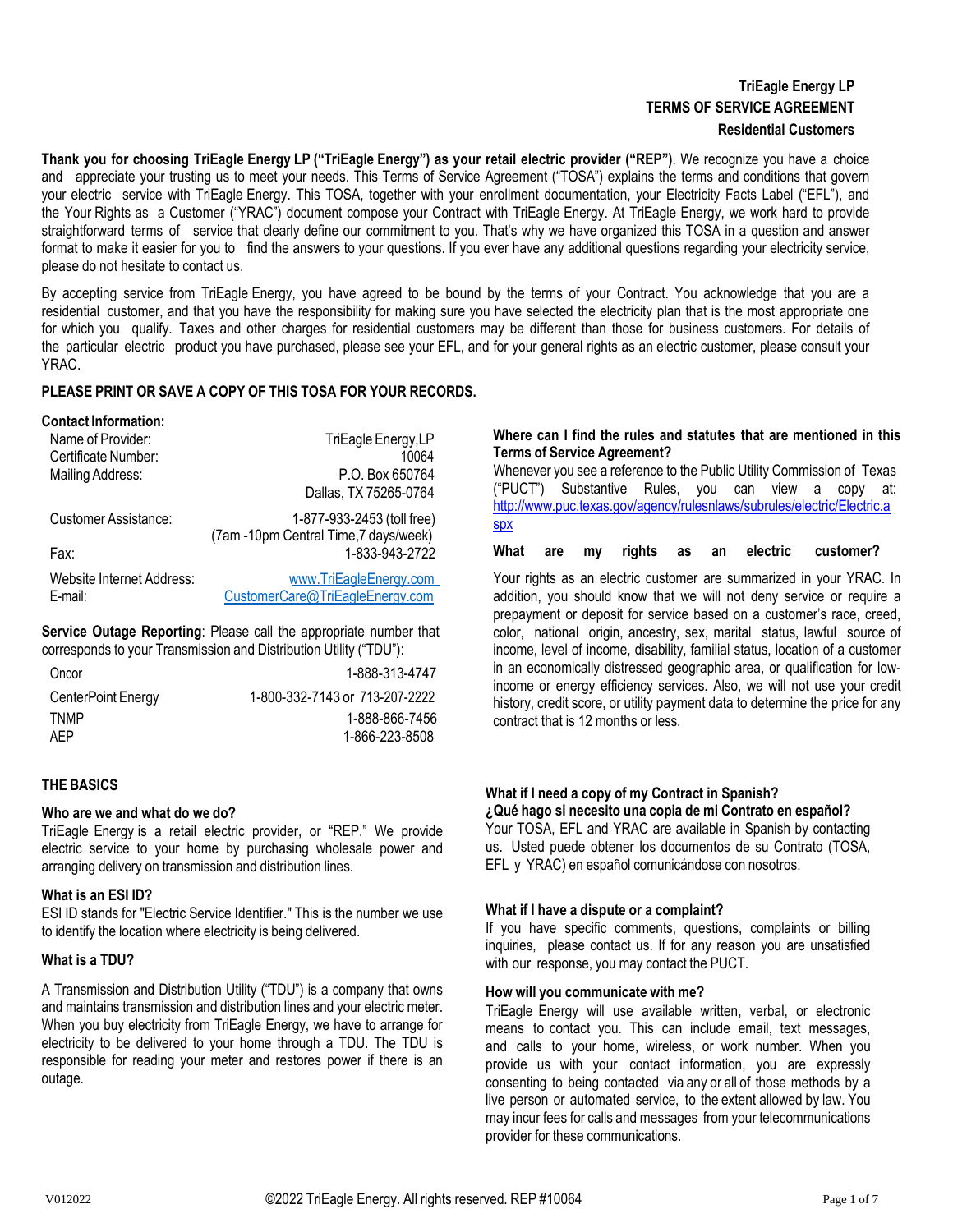**TriEagle Energy LP**
**TERMS OF SERVICE AGREEMENT**
**Residential Customers**

**Thank you for choosing TriEagle Energy LP ("TriEagle Energy") as your retail electric provider ("REP")**. We recognize you have a choice and appreciate your trusting us to meet your needs. This Terms of Service Agreement ("TOSA") explains the terms and conditions that govern your electric service with TriEagle Energy. This TOSA, together with your enrollment documentation, your Electricity Facts Label ("EFL"), and the Your Rights as a Customer ("YRAC") document compose your Contract with TriEagle Energy. At TriEagle Energy, we work hard to provide straightforward terms of service that clearly define our commitment to you. That's why we have organized this TOSA in a question and answer format to make it easier for you to find the answers to your questions. If you ever have any additional questions regarding your electricity service, please do not hesitate to contact us.

By accepting service from TriEagle Energy, you have agreed to be bound by the terms of your Contract. You acknowledge that you are a residential customer, and that you have the responsibility for making sure you have selected the electricity plan that is the most appropriate one for which you qualify. Taxes and other charges for residential customers may be different than those for business customers. For details of the particular electric product you have purchased, please see your EFL, and for your general rights as an electric customer, please consult your YRAC.

**PLEASE PRINT OR SAVE A COPY OF THIS TOSA FOR YOUR RECORDS.**

**Contact Information:**

| | |
|---|---|
| Name of Provider: | TriEagle Energy,LP |
| Certificate Number: | 10064 |
| Mailing Address: | P.O. Box 650764 Dallas, TX 75265-0764 |
| Customer Assistance: | 1-877-933-2453 (toll free) (7am -10pm Central Time,7 days/week) |
| Fax: | 1-833-943-2722 |
| Website Internet Address: | www.TriEagleEnergy.com |
| E-mail: | CustomerCare@TriEagleEnergy.com |

**Service Outage Reporting**: Please call the appropriate number that corresponds to your Transmission and Distribution Utility ("TDU"):

| | |
|---|---|
| Oncor | 1-888-313-4747 |
| CenterPoint Energy | 1-800-332-7143 or 713-207-2222 |
| TNMP | 1-888-866-7456 |
| AEP | 1-866-223-8508 |

## THE BASICS

### Who are we and what do we do?

TriEagle Energy is a retail electric provider, or "REP." We provide electric service to your home by purchasing wholesale power and arranging delivery on transmission and distribution lines.

### What is an ESI ID?

ESI ID stands for "Electric Service Identifier." This is the number we use to identify the location where electricity is being delivered.

### What is a TDU?

A Transmission and Distribution Utility ("TDU") is a company that owns and maintains transmission and distribution lines and your electric meter. When you buy electricity from TriEagle Energy, we have to arrange for electricity to be delivered to your home through a TDU. The TDU is responsible for reading your meter and restores power if there is an outage.

### Where can I find the rules and statutes that are mentioned in this Terms of Service Agreement?

Whenever you see a reference to the Public Utility Commission of Texas ("PUCT") Substantive Rules, you can view a copy at: http://www.puc.texas.gov/agency/rulesnlaws/subrules/electric/Electric.aspx

### What are my rights as an electric customer?

Your rights as an electric customer are summarized in your YRAC. In addition, you should know that we will not deny service or require a prepayment or deposit for service based on a customer's race, creed, color, national origin, ancestry, sex, marital status, lawful source of income, level of income, disability, familial status, location of a customer in an economically distressed geographic area, or qualification for low-income or energy efficiency services. Also, we will not use your credit history, credit score, or utility payment data to determine the price for any contract that is 12 months or less.

### What if I need a copy of my Contract in Spanish? ¿Qué hago si necesito una copia de mi Contrato en español?

Your TOSA, EFL and YRAC are available in Spanish by contacting us. Usted puede obtener los documentos de su Contrato (TOSA, EFL y YRAC) en español comunicándose con nosotros.

### What if I have a dispute or a complaint?

If you have specific comments, questions, complaints or billing inquiries, please contact us. If for any reason you are unsatisfied with our response, you may contact the PUCT.

### How will you communicate with me?

TriEagle Energy will use available written, verbal, or electronic means to contact you. This can include email, text messages, and calls to your home, wireless, or work number. When you provide us with your contact information, you are expressly consenting to being contacted via any or all of those methods by a live person or automated service, to the extent allowed by law. You may incur fees for calls and messages from your telecommunications provider for these communications.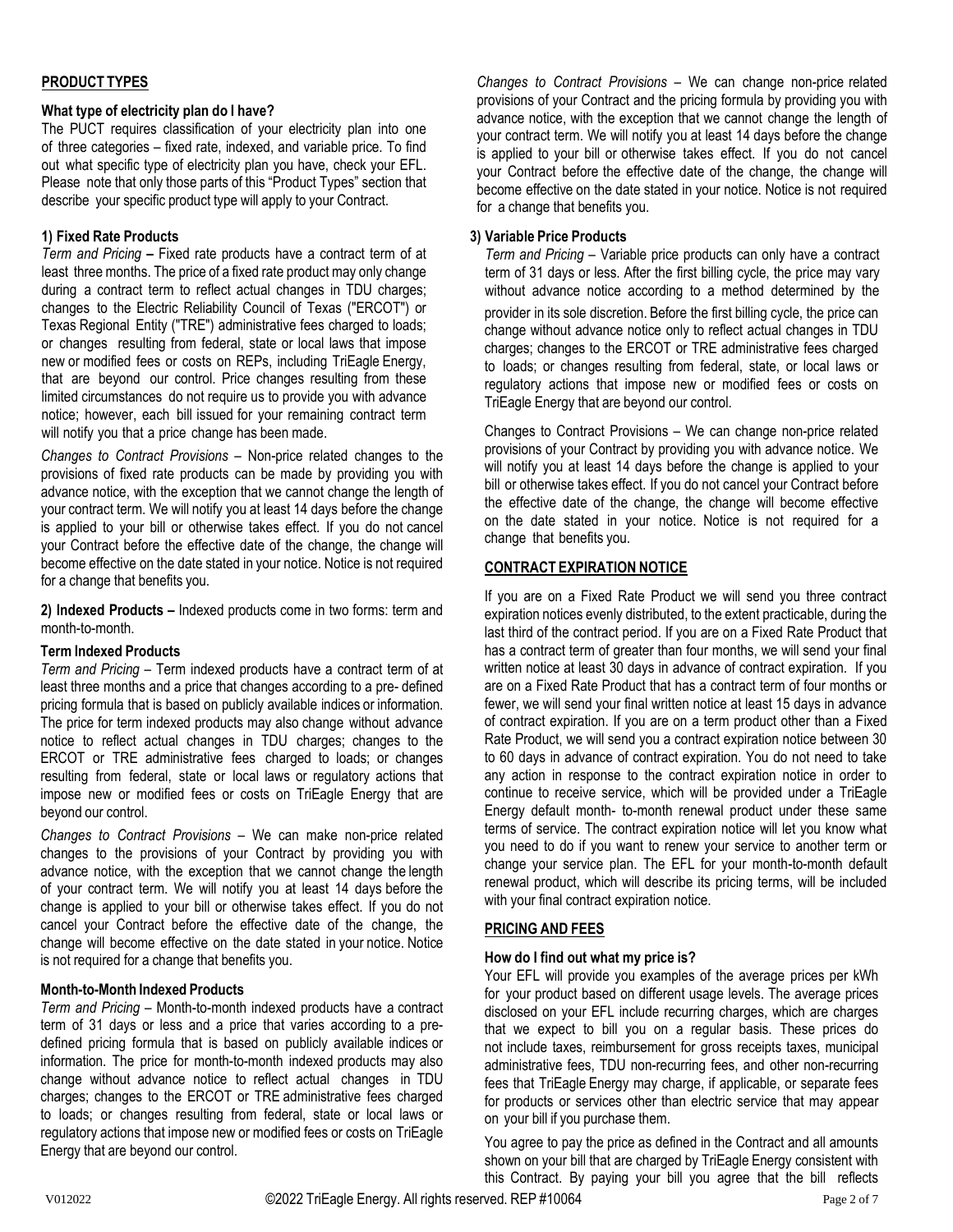## PRODUCT TYPES

### What type of electricity plan do I have?

The PUCT requires classification of your electricity plan into one of three categories – fixed rate, indexed, and variable price. To find out what specific type of electricity plan you have, check your EFL. Please note that only those parts of this "Product Types" section that describe your specific product type will apply to your Contract.

### 1) Fixed Rate Products

*Term and Pricing* **–** Fixed rate products have a contract term of at least three months. The price of a fixed rate product may only change during a contract term to reflect actual changes in TDU charges; changes to the Electric Reliability Council of Texas ("ERCOT") or Texas Regional Entity ("TRE") administrative fees charged to loads; or changes resulting from federal, state or local laws that impose new or modified fees or costs on REPs, including TriEagle Energy, that are beyond our control. Price changes resulting from these limited circumstances do not require us to provide you with advance notice; however, each bill issued for your remaining contract term will notify you that a price change has been made.

*Changes to Contract Provisions* – Non-price related changes to the provisions of fixed rate products can be made by providing you with advance notice, with the exception that we cannot change the length of your contract term. We will notify you at least 14 days before the change is applied to your bill or otherwise takes effect. If you do not cancel your Contract before the effective date of the change, the change will become effective on the date stated in your notice. Notice is not required for a change that benefits you.

**2) Indexed Products –** Indexed products come in two forms: term and month-to-month.

#### Term Indexed Products

*Term and Pricing* – Term indexed products have a contract term of at least three months and a price that changes according to a pre- defined pricing formula that is based on publicly available indices or information. The price for term indexed products may also change without advance notice to reflect actual changes in TDU charges; changes to the ERCOT or TRE administrative fees charged to loads; or changes resulting from federal, state or local laws or regulatory actions that impose new or modified fees or costs on TriEagle Energy that are beyond our control.

*Changes to Contract Provisions* – We can make non-price related changes to the provisions of your Contract by providing you with advance notice, with the exception that we cannot change the length of your contract term. We will notify you at least 14 days before the change is applied to your bill or otherwise takes effect. If you do not cancel your Contract before the effective date of the change, the change will become effective on the date stated in your notice. Notice is not required for a change that benefits you.

#### Month-to-Month Indexed Products

*Term and Pricing* – Month-to-month indexed products have a contract term of 31 days or less and a price that varies according to a pre-defined pricing formula that is based on publicly available indices or information. The price for month-to-month indexed products may also change without advance notice to reflect actual changes in TDU charges; changes to the ERCOT or TRE administrative fees charged to loads; or changes resulting from federal, state or local laws or regulatory actions that impose new or modified fees or costs on TriEagle Energy that are beyond our control.

*Changes to Contract Provisions* – We can change non-price related provisions of your Contract and the pricing formula by providing you with advance notice, with the exception that we cannot change the length of your contract term. We will notify you at least 14 days before the change is applied to your bill or otherwise takes effect. If you do not cancel your Contract before the effective date of the change, the change will become effective on the date stated in your notice. Notice is not required for a change that benefits you.

### 3) Variable Price Products

*Term and Pricing* – Variable price products can only have a contract term of 31 days or less. After the first billing cycle, the price may vary without advance notice according to a method determined by the provider in its sole discretion. Before the first billing cycle, the price can change without advance notice only to reflect actual changes in TDU charges; changes to the ERCOT or TRE administrative fees charged to loads; or changes resulting from federal, state, or local laws or regulatory actions that impose new or modified fees or costs on TriEagle Energy that are beyond our control.

Changes to Contract Provisions – We can change non-price related provisions of your Contract by providing you with advance notice. We will notify you at least 14 days before the change is applied to your bill or otherwise takes effect. If you do not cancel your Contract before the effective date of the change, the change will become effective on the date stated in your notice. Notice is not required for a change that benefits you.

## CONTRACT EXPIRATION NOTICE

If you are on a Fixed Rate Product we will send you three contract expiration notices evenly distributed, to the extent practicable, during the last third of the contract period. If you are on a Fixed Rate Product that has a contract term of greater than four months, we will send your final written notice at least 30 days in advance of contract expiration. If you are on a Fixed Rate Product that has a contract term of four months or fewer, we will send your final written notice at least 15 days in advance of contract expiration. If you are on a term product other than a Fixed Rate Product, we will send you a contract expiration notice between 30 to 60 days in advance of contract expiration. You do not need to take any action in response to the contract expiration notice in order to continue to receive service, which will be provided under a TriEagle Energy default month- to-month renewal product under these same terms of service. The contract expiration notice will let you know what you need to do if you want to renew your service to another term or change your service plan. The EFL for your month-to-month default renewal product, which will describe its pricing terms, will be included with your final contract expiration notice.

## PRICING AND FEES

### How do I find out what my price is?

Your EFL will provide you examples of the average prices per kWh for your product based on different usage levels. The average prices disclosed on your EFL include recurring charges, which are charges that we expect to bill you on a regular basis. These prices do not include taxes, reimbursement for gross receipts taxes, municipal administrative fees, TDU non-recurring fees, and other non-recurring fees that TriEagle Energy may charge, if applicable, or separate fees for products or services other than electric service that may appear on your bill if you purchase them.

You agree to pay the price as defined in the Contract and all amounts shown on your bill that are charged by TriEagle Energy consistent with this Contract. By paying your bill you agree that the bill reflects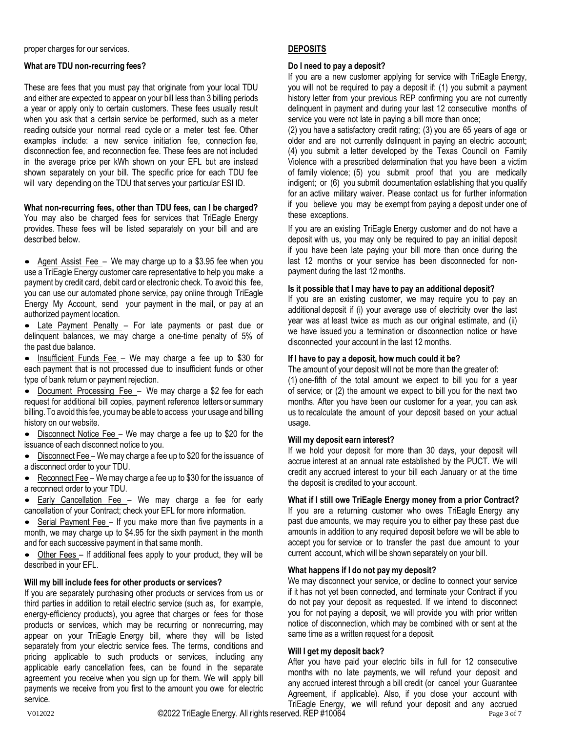proper charges for our services.

**What are TDU non-recurring fees?**

These are fees that you must pay that originate from your local TDU and either are expected to appear on your bill less than 3 billing periods a year or apply only to certain customers. These fees usually result when you ask that a certain service be performed, such as a meter reading outside your normal read cycle or a meter test fee. Other examples include: a new service initiation fee, connection fee, disconnection fee, and reconnection fee. These fees are not included in the average price per kWh shown on your EFL but are instead shown separately on your bill. The specific price for each TDU fee will vary depending on the TDU that serves your particular ESI ID.

**What non-recurring fees, other than TDU fees, can I be charged?**
You may also be charged fees for services that TriEagle Energy provides. These fees will be listed separately on your bill and are described below.

- Agent Assist Fee – We may charge up to a $3.95 fee when you use a TriEagle Energy customer care representative to help you make a payment by credit card, debit card or electronic check. To avoid this fee, you can use our automated phone service, pay online through TriEagle Energy My Account, send your payment in the mail, or pay at an authorized payment location.
- Late Payment Penalty – For late payments or past due or delinquent balances, we may charge a one-time penalty of 5% of the past due balance.
- Insufficient Funds Fee – We may charge a fee up to $30 for each payment that is not processed due to insufficient funds or other type of bank return or payment rejection.
- Document Processing Fee – We may charge a $2 fee for each request for additional bill copies, payment reference letters or summary billing. To avoid this fee, you may be able to access your usage and billing history on our website.
- Disconnect Notice Fee – We may charge a fee up to $20 for the issuance of each disconnect notice to you.
- Disconnect Fee – We may charge a fee up to $20 for the issuance of a disconnect order to your TDU.
- Reconnect Fee – We may charge a fee up to $30 for the issuance of a reconnect order to your TDU.
- Early Cancellation Fee – We may charge a fee for early cancellation of your Contract; check your EFL for more information.
- Serial Payment Fee – If you make more than five payments in a month, we may charge up to $4.95 for the sixth payment in the month and for each successive payment in that same month.
- Other Fees – If additional fees apply to your product, they will be described in your EFL.

**Will my bill include fees for other products or services?**
If you are separately purchasing other products or services from us or third parties in addition to retail electric service (such as, for example, energy-efficiency products), you agree that charges or fees for those products or services, which may be recurring or nonrecurring, may appear on your TriEagle Energy bill, where they will be listed separately from your electric service fees. The terms, conditions and pricing applicable to such products or services, including any applicable early cancellation fees, can be found in the separate agreement you receive when you sign up for them. We will apply bill payments we receive from you first to the amount you owe for electric service.

## DEPOSITS

**Do I need to pay a deposit?**
If you are a new customer applying for service with TriEagle Energy, you will not be required to pay a deposit if: (1) you submit a payment history letter from your previous REP confirming you are not currently delinquent in payment and during your last 12 consecutive months of service you were not late in paying a bill more than once;
(2) you have a satisfactory credit rating; (3) you are 65 years of age or older and are not currently delinquent in paying an electric account; (4) you submit a letter developed by the Texas Council on Family Violence with a prescribed determination that you have been a victim of family violence; (5) you submit proof that you are medically indigent; or (6) you submit documentation establishing that you qualify for an active military waiver. Please contact us for further information if you believe you may be exempt from paying a deposit under one of these exceptions.

If you are an existing TriEagle Energy customer and do not have a deposit with us, you may only be required to pay an initial deposit if you have been late paying your bill more than once during the last 12 months or your service has been disconnected for non-payment during the last 12 months.

**Is it possible that I may have to pay an additional deposit?**
If you are an existing customer, we may require you to pay an additional deposit if (i) your average use of electricity over the last year was at least twice as much as our original estimate, and (ii) we have issued you a termination or disconnection notice or have disconnected your account in the last 12 months.

**If I have to pay a deposit, how much could it be?**
The amount of your deposit will not be more than the greater of:
(1) one-fifth of the total amount we expect to bill you for a year of service; or (2) the amount we expect to bill you for the next two months. After you have been our customer for a year, you can ask us to recalculate the amount of your deposit based on your actual usage.

**Will my deposit earn interest?**
If we hold your deposit for more than 30 days, your deposit will accrue interest at an annual rate established by the PUCT. We will credit any accrued interest to your bill each January or at the time the deposit is credited to your account.

**What if I still owe TriEagle Energy money from a prior Contract?**
If you are a returning customer who owes TriEagle Energy any past due amounts, we may require you to either pay these past due amounts in addition to any required deposit before we will be able to accept you for service or to transfer the past due amount to your current account, which will be shown separately on your bill.

**What happens if I do not pay my deposit?**
We may disconnect your service, or decline to connect your service if it has not yet been connected, and terminate your Contract if you do not pay your deposit as requested. If we intend to disconnect you for not paying a deposit, we will provide you with prior written notice of disconnection, which may be combined with or sent at the same time as a written request for a deposit.

**Will I get my deposit back?**
After you have paid your electric bills in full for 12 consecutive months with no late payments, we will refund your deposit and any accrued interest through a bill credit (or cancel your Guarantee Agreement, if applicable). Also, if you close your account with TriEagle Energy, we will refund your deposit and any accrued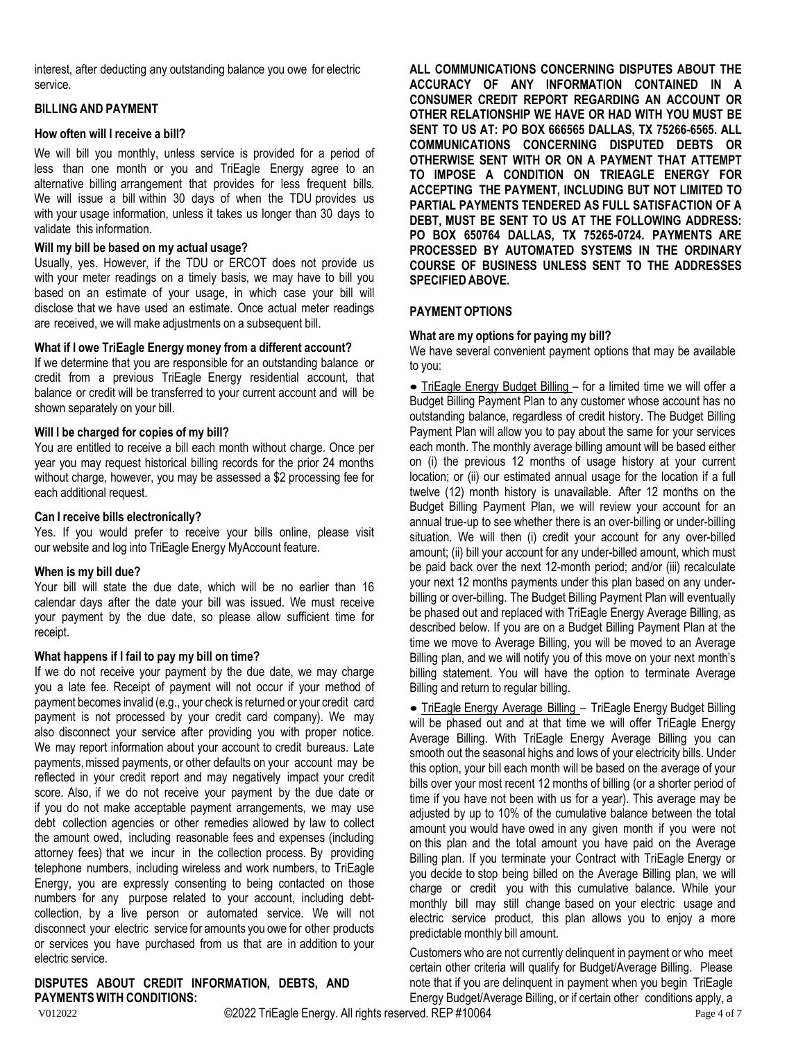interest, after deducting any outstanding balance you owe for electric service.

## BILLING AND PAYMENT

### How often will I receive a bill?

We will bill you monthly, unless service is provided for a period of less than one month or you and TriEagle Energy agree to an alternative billing arrangement that provides for less frequent bills. We will issue a bill within 30 days of when the TDU provides us with your usage information, unless it takes us longer than 30 days to validate this information.

### Will my bill be based on my actual usage?

Usually, yes. However, if the TDU or ERCOT does not provide us with your meter readings on a timely basis, we may have to bill you based on an estimate of your usage, in which case your bill will disclose that we have used an estimate. Once actual meter readings are received, we will make adjustments on a subsequent bill.

### What if I owe TriEagle Energy money from a different account?

If we determine that you are responsible for an outstanding balance or credit from a previous TriEagle Energy residential account, that balance or credit will be transferred to your current account and will be shown separately on your bill.

### Will I be charged for copies of my bill?

You are entitled to receive a bill each month without charge. Once per year you may request historical billing records for the prior 24 months without charge, however, you may be assessed a $2 processing fee for each additional request.

### Can I receive bills electronically?

Yes. If you would prefer to receive your bills online, please visit our website and log into TriEagle Energy MyAccount feature.

### When is my bill due?

Your bill will state the due date, which will be no earlier than 16 calendar days after the date your bill was issued. We must receive your payment by the due date, so please allow sufficient time for receipt.

### What happens if I fail to pay my bill on time?

If we do not receive your payment by the due date, we may charge you a late fee. Receipt of payment will not occur if your method of payment becomes invalid (e.g., your check is returned or your credit card payment is not processed by your credit card company). We may also disconnect your service after providing you with proper notice. We may report information about your account to credit bureaus. Late payments, missed payments, or other defaults on your account may be reflected in your credit report and may negatively impact your credit score. Also, if we do not receive your payment by the due date or if you do not make acceptable payment arrangements, we may use debt collection agencies or other remedies allowed by law to collect the amount owed, including reasonable fees and expenses (including attorney fees) that we incur in the collection process. By providing telephone numbers, including wireless and work numbers, to TriEagle Energy, you are expressly consenting to being contacted on those numbers for any purpose related to your account, including debt-collection, by a live person or automated service. We will not disconnect your electric service for amounts you owe for other products or services you have purchased from us that are in addition to your electric service.

## DISPUTES ABOUT CREDIT INFORMATION, DEBTS, AND PAYMENTS WITH CONDITIONS:

**ALL COMMUNICATIONS CONCERNING DISPUTES ABOUT THE ACCURACY OF ANY INFORMATION CONTAINED IN A CONSUMER CREDIT REPORT REGARDING AN ACCOUNT OR OTHER RELATIONSHIP WE HAVE OR HAD WITH YOU MUST BE SENT TO US AT: PO BOX 666565 DALLAS, TX 75266-6565. ALL COMMUNICATIONS CONCERNING DISPUTED DEBTS OR OTHERWISE SENT WITH OR ON A PAYMENT THAT ATTEMPT TO IMPOSE A CONDITION ON TRIEAGLE ENERGY FOR ACCEPTING THE PAYMENT, INCLUDING BUT NOT LIMITED TO PARTIAL PAYMENTS TENDERED AS FULL SATISFACTION OF A DEBT, MUST BE SENT TO US AT THE FOLLOWING ADDRESS: PO BOX 650764 DALLAS, TX 75265-0724. PAYMENTS ARE PROCESSED BY AUTOMATED SYSTEMS IN THE ORDINARY COURSE OF BUSINESS UNLESS SENT TO THE ADDRESSES SPECIFIED ABOVE.**

## PAYMENT OPTIONS

### What are my options for paying my bill?

We have several convenient payment options that may be available to you:

- TriEagle Energy Budget Billing – for a limited time we will offer a Budget Billing Payment Plan to any customer whose account has no outstanding balance, regardless of credit history. The Budget Billing Payment Plan will allow you to pay about the same for your services each month. The monthly average billing amount will be based either on (i) the previous 12 months of usage history at your current location; or (ii) our estimated annual usage for the location if a full twelve (12) month history is unavailable. After 12 months on the Budget Billing Payment Plan, we will review your account for an annual true-up to see whether there is an over-billing or under-billing situation. We will then (i) credit your account for any over-billed amount; (ii) bill your account for any under-billed amount, which must be paid back over the next 12-month period; and/or (iii) recalculate your next 12 months payments under this plan based on any under-billing or over-billing. The Budget Billing Payment Plan will eventually be phased out and replaced with TriEagle Energy Average Billing, as described below. If you are on a Budget Billing Payment Plan at the time we move to Average Billing, you will be moved to an Average Billing plan, and we will notify you of this move on your next month's billing statement. You will have the option to terminate Average Billing and return to regular billing.

- TriEagle Energy Average Billing – TriEagle Energy Budget Billing will be phased out and at that time we will offer TriEagle Energy Average Billing. With TriEagle Energy Average Billing you can smooth out the seasonal highs and lows of your electricity bills. Under this option, your bill each month will be based on the average of your bills over your most recent 12 months of billing (or a shorter period of time if you have not been with us for a year). This average may be adjusted by up to 10% of the cumulative balance between the total amount you would have owed in any given month if you were not on this plan and the total amount you have paid on the Average Billing plan. If you terminate your Contract with TriEagle Energy or you decide to stop being billed on the Average Billing plan, we will charge or credit you with this cumulative balance. While your monthly bill may still change based on your electric usage and electric service product, this plan allows you to enjoy a more predictable monthly bill amount.

Customers who are not currently delinquent in payment or who meet certain other criteria will qualify for Budget/Average Billing. Please note that if you are delinquent in payment when you begin TriEagle Energy Budget/Average Billing, or if certain other conditions apply, a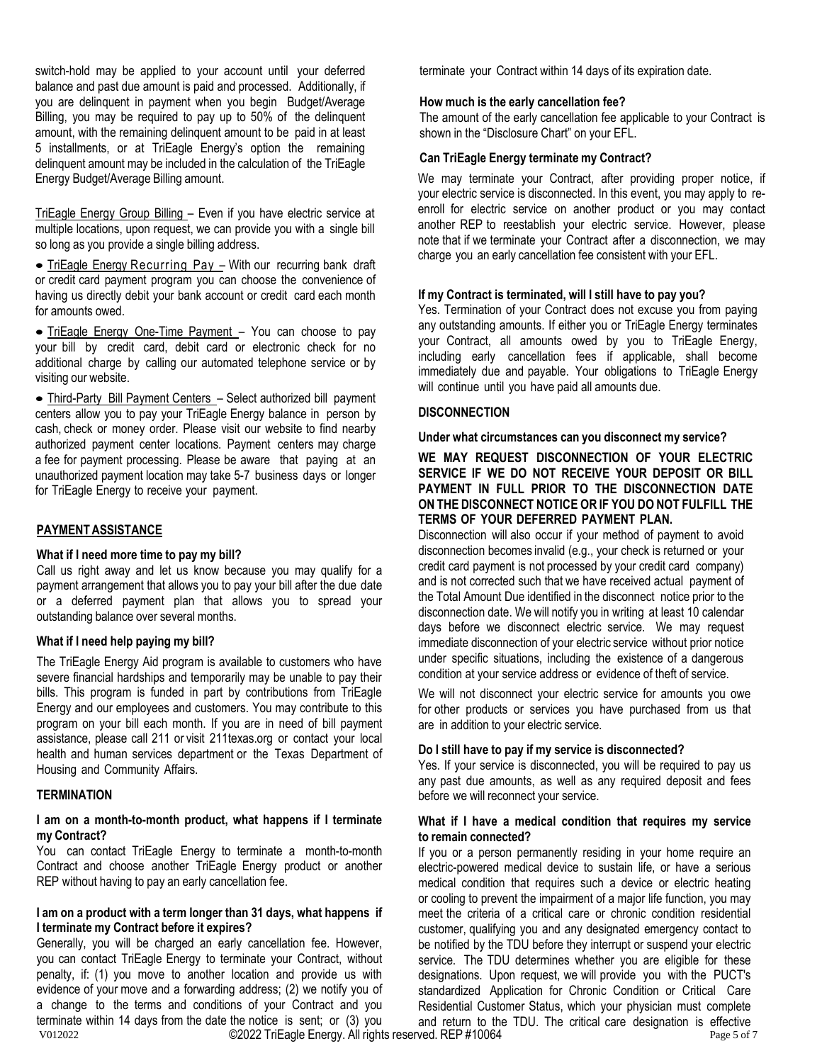switch-hold may be applied to your account until your deferred balance and past due amount is paid and processed. Additionally, if you are delinquent in payment when you begin Budget/Average Billing, you may be required to pay up to 50% of the delinquent amount, with the remaining delinquent amount to be paid in at least 5 installments, or at TriEagle Energy's option the remaining delinquent amount may be included in the calculation of the TriEagle Energy Budget/Average Billing amount.

<u>TriEagle Energy Group Billing</u> – Even if you have electric service at multiple locations, upon request, we can provide you with a single bill so long as you provide a single billing address.

- <u>TriEagle Energy Recurring Pay</u> – With our recurring bank draft or credit card payment program you can choose the convenience of having us directly debit your bank account or credit card each month for amounts owed.
- <u>TriEagle Energy One-Time Payment</u> – You can choose to pay your bill by credit card, debit card or electronic check for no additional charge by calling our automated telephone service or by visiting our website.
- <u>Third-Party Bill Payment Centers</u> – Select authorized bill payment centers allow you to pay your TriEagle Energy balance in person by cash, check or money order. Please visit our website to find nearby authorized payment center locations. Payment centers may charge a fee for payment processing. Please be aware that paying at an unauthorized payment location may take 5-7 business days or longer for TriEagle Energy to receive your payment.

## PAYMENT ASSISTANCE

**What if I need more time to pay my bill?**

Call us right away and let us know because you may qualify for a payment arrangement that allows you to pay your bill after the due date or a deferred payment plan that allows you to spread your outstanding balance over several months.

**What if I need help paying my bill?**

The TriEagle Energy Aid program is available to customers who have severe financial hardships and temporarily may be unable to pay their bills. This program is funded in part by contributions from TriEagle Energy and our employees and customers. You may contribute to this program on your bill each month. If you are in need of bill payment assistance, please call 211 or visit 211texas.org or contact your local health and human services department or the Texas Department of Housing and Community Affairs.

## TERMINATION

**I am on a month-to-month product, what happens if I terminate my Contract?**

You can contact TriEagle Energy to terminate a month-to-month Contract and choose another TriEagle Energy product or another REP without having to pay an early cancellation fee.

**I am on a product with a term longer than 31 days, what happens if I terminate my Contract before it expires?**

Generally, you will be charged an early cancellation fee. However, you can contact TriEagle Energy to terminate your Contract, without penalty, if: (1) you move to another location and provide us with evidence of your move and a forwarding address; (2) we notify you of a change to the terms and conditions of your Contract and you terminate within 14 days from the date the notice is sent; or (3) you terminate your Contract within 14 days of its expiration date.

**How much is the early cancellation fee?**

The amount of the early cancellation fee applicable to your Contract is shown in the "Disclosure Chart" on your EFL.

**Can TriEagle Energy terminate my Contract?**

We may terminate your Contract, after providing proper notice, if your electric service is disconnected. In this event, you may apply to re-enroll for electric service on another product or you may contact another REP to reestablish your electric service. However, please note that if we terminate your Contract after a disconnection, we may charge you an early cancellation fee consistent with your EFL.

**If my Contract is terminated, will I still have to pay you?**

Yes. Termination of your Contract does not excuse you from paying any outstanding amounts. If either you or TriEagle Energy terminates your Contract, all amounts owed by you to TriEagle Energy, including early cancellation fees if applicable, shall become immediately due and payable. Your obligations to TriEagle Energy will continue until you have paid all amounts due.

## DISCONNECTION

**Under what circumstances can you disconnect my service?**

**WE MAY REQUEST DISCONNECTION OF YOUR ELECTRIC SERVICE IF WE DO NOT RECEIVE YOUR DEPOSIT OR BILL PAYMENT IN FULL PRIOR TO THE DISCONNECTION DATE ON THE DISCONNECT NOTICE OR IF YOU DO NOT FULFILL THE TERMS OF YOUR DEFERRED PAYMENT PLAN.**

Disconnection will also occur if your method of payment to avoid disconnection becomes invalid (e.g., your check is returned or your credit card payment is not processed by your credit card company) and is not corrected such that we have received actual payment of the Total Amount Due identified in the disconnect notice prior to the disconnection date. We will notify you in writing at least 10 calendar days before we disconnect electric service. We may request immediate disconnection of your electric service without prior notice under specific situations, including the existence of a dangerous condition at your service address or evidence of theft of service.

We will not disconnect your electric service for amounts you owe for other products or services you have purchased from us that are in addition to your electric service.

**Do I still have to pay if my service is disconnected?**

Yes. If your service is disconnected, you will be required to pay us any past due amounts, as well as any required deposit and fees before we will reconnect your service.

**What if I have a medical condition that requires my service to remain connected?**

If you or a person permanently residing in your home require an electric-powered medical device to sustain life, or have a serious medical condition that requires such a device or electric heating or cooling to prevent the impairment of a major life function, you may meet the criteria of a critical care or chronic condition residential customer, qualifying you and any designated emergency contact to be notified by the TDU before they interrupt or suspend your electric service. The TDU determines whether you are eligible for these designations. Upon request, we will provide you with the PUCT's standardized Application for Chronic Condition or Critical Care Residential Customer Status, which your physician must complete and return to the TDU. The critical care designation is effective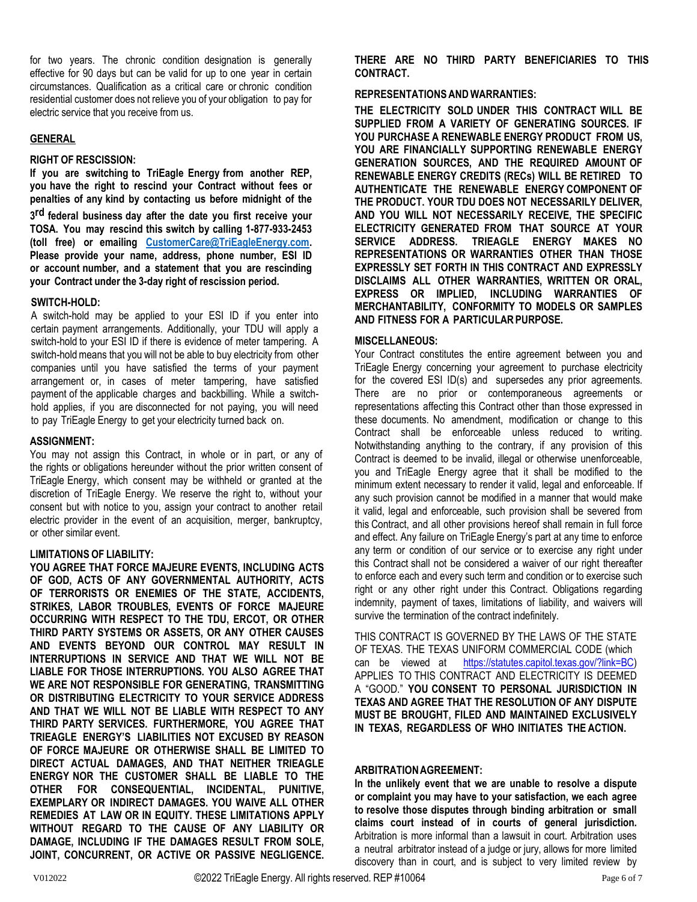for two years. The chronic condition designation is generally effective for 90 days but can be valid for up to one year in certain circumstances. Qualification as a critical care or chronic condition residential customer does not relieve you of your obligation to pay for electric service that you receive from us.

## GENERAL

**RIGHT OF RESCISSION:**

**If you are switching to TriEagle Energy from another REP, you have the right to rescind your Contract without fees or penalties of any kind by contacting us before midnight of the 3rd federal business day after the date you first receive your TOSA. You may rescind this switch by calling 1-877-933-2453 (toll free) or emailing [CustomerCare@TriEagleEnergy.com](mailto:CustomerCare@TriEagleEnergy.com). Please provide your name, address, phone number, ESI ID or account number, and a statement that you are rescinding your Contract under the 3-day right of rescission period.**

**SWITCH-HOLD:**

A switch-hold may be applied to your ESI ID if you enter into certain payment arrangements. Additionally, your TDU will apply a switch-hold to your ESI ID if there is evidence of meter tampering. A switch-hold means that you will not be able to buy electricity from other companies until you have satisfied the terms of your payment arrangement or, in cases of meter tampering, have satisfied payment of the applicable charges and backbilling. While a switch-hold applies, if you are disconnected for not paying, you will need to pay TriEagle Energy to get your electricity turned back on.

**ASSIGNMENT:**

You may not assign this Contract, in whole or in part, or any of the rights or obligations hereunder without the prior written consent of TriEagle Energy, which consent may be withheld or granted at the discretion of TriEagle Energy. We reserve the right to, without your consent but with notice to you, assign your contract to another retail electric provider in the event of an acquisition, merger, bankruptcy, or other similar event.

**LIMITATIONS OF LIABILITY:**

**YOU AGREE THAT FORCE MAJEURE EVENTS, INCLUDING ACTS OF GOD, ACTS OF ANY GOVERNMENTAL AUTHORITY, ACTS OF TERRORISTS OR ENEMIES OF THE STATE, ACCIDENTS, STRIKES, LABOR TROUBLES, EVENTS OF FORCE MAJEURE OCCURRING WITH RESPECT TO THE TDU, ERCOT, OR OTHER THIRD PARTY SYSTEMS OR ASSETS, OR ANY OTHER CAUSES AND EVENTS BEYOND OUR CONTROL MAY RESULT IN INTERRUPTIONS IN SERVICE AND THAT WE WILL NOT BE LIABLE FOR THOSE INTERRUPTIONS. YOU ALSO AGREE THAT WE ARE NOT RESPONSIBLE FOR GENERATING, TRANSMITTING OR DISTRIBUTING ELECTRICITY TO YOUR SERVICE ADDRESS AND THAT WE WILL NOT BE LIABLE WITH RESPECT TO ANY THIRD PARTY SERVICES. FURTHERMORE, YOU AGREE THAT TRIEAGLE ENERGY'S LIABILITIES NOT EXCUSED BY REASON OF FORCE MAJEURE OR OTHERWISE SHALL BE LIMITED TO DIRECT ACTUAL DAMAGES, AND THAT NEITHER TRIEAGLE ENERGY NOR THE CUSTOMER SHALL BE LIABLE TO THE OTHER FOR CONSEQUENTIAL, INCIDENTAL, PUNITIVE, EXEMPLARY OR INDIRECT DAMAGES. YOU WAIVE ALL OTHER REMEDIES AT LAW OR IN EQUITY. THESE LIMITATIONS APPLY WITHOUT REGARD TO THE CAUSE OF ANY LIABILITY OR DAMAGE, INCLUDING IF THE DAMAGES RESULT FROM SOLE, JOINT, CONCURRENT, OR ACTIVE OR PASSIVE NEGLIGENCE.**

**THERE ARE NO THIRD PARTY BENEFICIARIES TO THIS CONTRACT.**

**REPRESENTATIONS AND WARRANTIES:**

**THE ELECTRICITY SOLD UNDER THIS CONTRACT WILL BE SUPPLIED FROM A VARIETY OF GENERATING SOURCES. IF YOU PURCHASE A RENEWABLE ENERGY PRODUCT FROM US, YOU ARE FINANCIALLY SUPPORTING RENEWABLE ENERGY GENERATION SOURCES, AND THE REQUIRED AMOUNT OF RENEWABLE ENERGY CREDITS (RECs) WILL BE RETIRED TO AUTHENTICATE THE RENEWABLE ENERGY COMPONENT OF THE PRODUCT. YOUR TDU DOES NOT NECESSARILY DELIVER, AND YOU WILL NOT NECESSARILY RECEIVE, THE SPECIFIC ELECTRICITY GENERATED FROM THAT SOURCE AT YOUR SERVICE ADDRESS. TRIEAGLE ENERGY MAKES NO REPRESENTATIONS OR WARRANTIES OTHER THAN THOSE EXPRESSLY SET FORTH IN THIS CONTRACT AND EXPRESSLY DISCLAIMS ALL OTHER WARRANTIES, WRITTEN OR ORAL, EXPRESS OR IMPLIED, INCLUDING WARRANTIES OF MERCHANTABILITY, CONFORMITY TO MODELS OR SAMPLES AND FITNESS FOR A PARTICULAR PURPOSE.**

**MISCELLANEOUS:**

Your Contract constitutes the entire agreement between you and TriEagle Energy concerning your agreement to purchase electricity for the covered ESI ID(s) and supersedes any prior agreements. There are no prior or contemporaneous agreements or representations affecting this Contract other than those expressed in these documents. No amendment, modification or change to this Contract shall be enforceable unless reduced to writing. Notwithstanding anything to the contrary, if any provision of this Contract is deemed to be invalid, illegal or otherwise unenforceable, you and TriEagle Energy agree that it shall be modified to the minimum extent necessary to render it valid, legal and enforceable. If any such provision cannot be modified in a manner that would make it valid, legal and enforceable, such provision shall be severed from this Contract, and all other provisions hereof shall remain in full force and effect. Any failure on TriEagle Energy's part at any time to enforce any term or condition of our service or to exercise any right under this Contract shall not be considered a waiver of our right thereafter to enforce each and every such term and condition or to exercise such right or any other right under this Contract. Obligations regarding indemnity, payment of taxes, limitations of liability, and waivers will survive the termination of the contract indefinitely.

THIS CONTRACT IS GOVERNED BY THE LAWS OF THE STATE OF TEXAS. THE TEXAS UNIFORM COMMERCIAL CODE (which can be viewed at [https://statutes.capitol.texas.gov/?link=BC](https://statutes.capitol.texas.gov/?link=BC)) APPLIES TO THIS CONTRACT AND ELECTRICITY IS DEEMED A "GOOD." **YOU CONSENT TO PERSONAL JURISDICTION IN TEXAS AND AGREE THAT THE RESOLUTION OF ANY DISPUTE MUST BE BROUGHT, FILED AND MAINTAINED EXCLUSIVELY IN TEXAS, REGARDLESS OF WHO INITIATES THE ACTION.**

**ARBITRATION AGREEMENT:**

**In the unlikely event that we are unable to resolve a dispute or complaint you may have to your satisfaction, we each agree to resolve those disputes through binding arbitration or small claims court instead of in courts of general jurisdiction.** Arbitration is more informal than a lawsuit in court. Arbitration uses a neutral arbitrator instead of a judge or jury, allows for more limited discovery than in court, and is subject to very limited review by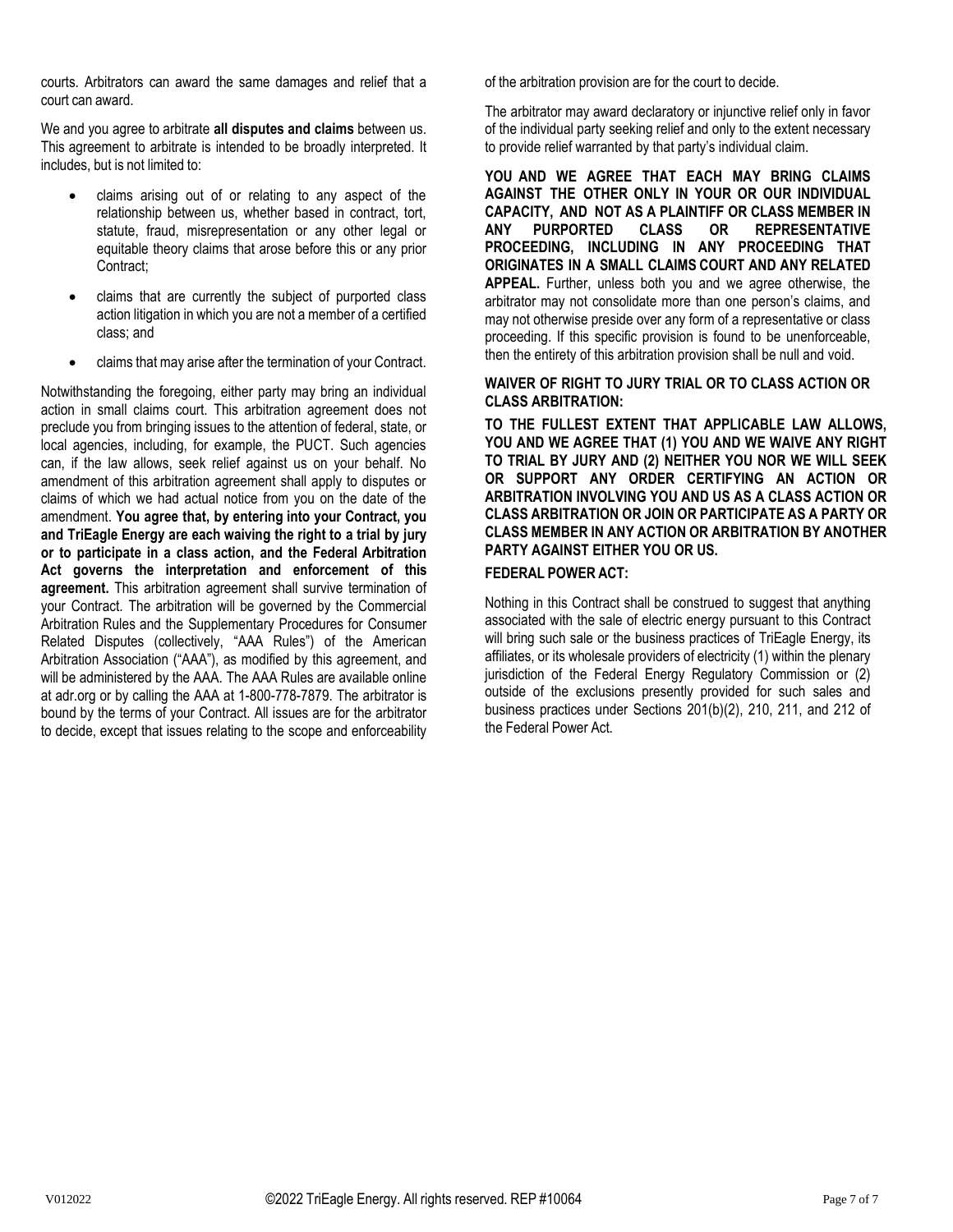courts. Arbitrators can award the same damages and relief that a court can award.

We and you agree to arbitrate **all disputes and claims** between us. This agreement to arbitrate is intended to be broadly interpreted. It includes, but is not limited to:

- claims arising out of or relating to any aspect of the relationship between us, whether based in contract, tort, statute, fraud, misrepresentation or any other legal or equitable theory claims that arose before this or any prior Contract;
- claims that are currently the subject of purported class action litigation in which you are not a member of a certified class; and
- claims that may arise after the termination of your Contract.

Notwithstanding the foregoing, either party may bring an individual action in small claims court. This arbitration agreement does not preclude you from bringing issues to the attention of federal, state, or local agencies, including, for example, the PUCT. Such agencies can, if the law allows, seek relief against us on your behalf. No amendment of this arbitration agreement shall apply to disputes or claims of which we had actual notice from you on the date of the amendment. **You agree that, by entering into your Contract, you and TriEagle Energy are each waiving the right to a trial by jury or to participate in a class action, and the Federal Arbitration Act governs the interpretation and enforcement of this agreement.** This arbitration agreement shall survive termination of your Contract. The arbitration will be governed by the Commercial Arbitration Rules and the Supplementary Procedures for Consumer Related Disputes (collectively, "AAA Rules") of the American Arbitration Association ("AAA"), as modified by this agreement, and will be administered by the AAA. The AAA Rules are available online at adr.org or by calling the AAA at 1-800-778-7879. The arbitrator is bound by the terms of your Contract. All issues are for the arbitrator to decide, except that issues relating to the scope and enforceability of the arbitration provision are for the court to decide.

The arbitrator may award declaratory or injunctive relief only in favor of the individual party seeking relief and only to the extent necessary to provide relief warranted by that party's individual claim.

**YOU AND WE AGREE THAT EACH MAY BRING CLAIMS AGAINST THE OTHER ONLY IN YOUR OR OUR INDIVIDUAL CAPACITY, AND NOT AS A PLAINTIFF OR CLASS MEMBER IN ANY PURPORTED CLASS OR REPRESENTATIVE PROCEEDING, INCLUDING IN ANY PROCEEDING THAT ORIGINATES IN A SMALL CLAIMS COURT AND ANY RELATED APPEAL.** Further, unless both you and we agree otherwise, the arbitrator may not consolidate more than one person's claims, and may not otherwise preside over any form of a representative or class proceeding. If this specific provision is found to be unenforceable, then the entirety of this arbitration provision shall be null and void.

**WAIVER OF RIGHT TO JURY TRIAL OR TO CLASS ACTION OR CLASS ARBITRATION:**

**TO THE FULLEST EXTENT THAT APPLICABLE LAW ALLOWS, YOU AND WE AGREE THAT (1) YOU AND WE WAIVE ANY RIGHT TO TRIAL BY JURY AND (2) NEITHER YOU NOR WE WILL SEEK OR SUPPORT ANY ORDER CERTIFYING AN ACTION OR ARBITRATION INVOLVING YOU AND US AS A CLASS ACTION OR CLASS ARBITRATION OR JOIN OR PARTICIPATE AS A PARTY OR CLASS MEMBER IN ANY ACTION OR ARBITRATION BY ANOTHER PARTY AGAINST EITHER YOU OR US.**

**FEDERAL POWER ACT:**

Nothing in this Contract shall be construed to suggest that anything associated with the sale of electric energy pursuant to this Contract will bring such sale or the business practices of TriEagle Energy, its affiliates, or its wholesale providers of electricity (1) within the plenary jurisdiction of the Federal Energy Regulatory Commission or (2) outside of the exclusions presently provided for such sales and business practices under Sections 201(b)(2), 210, 211, and 212 of the Federal Power Act.